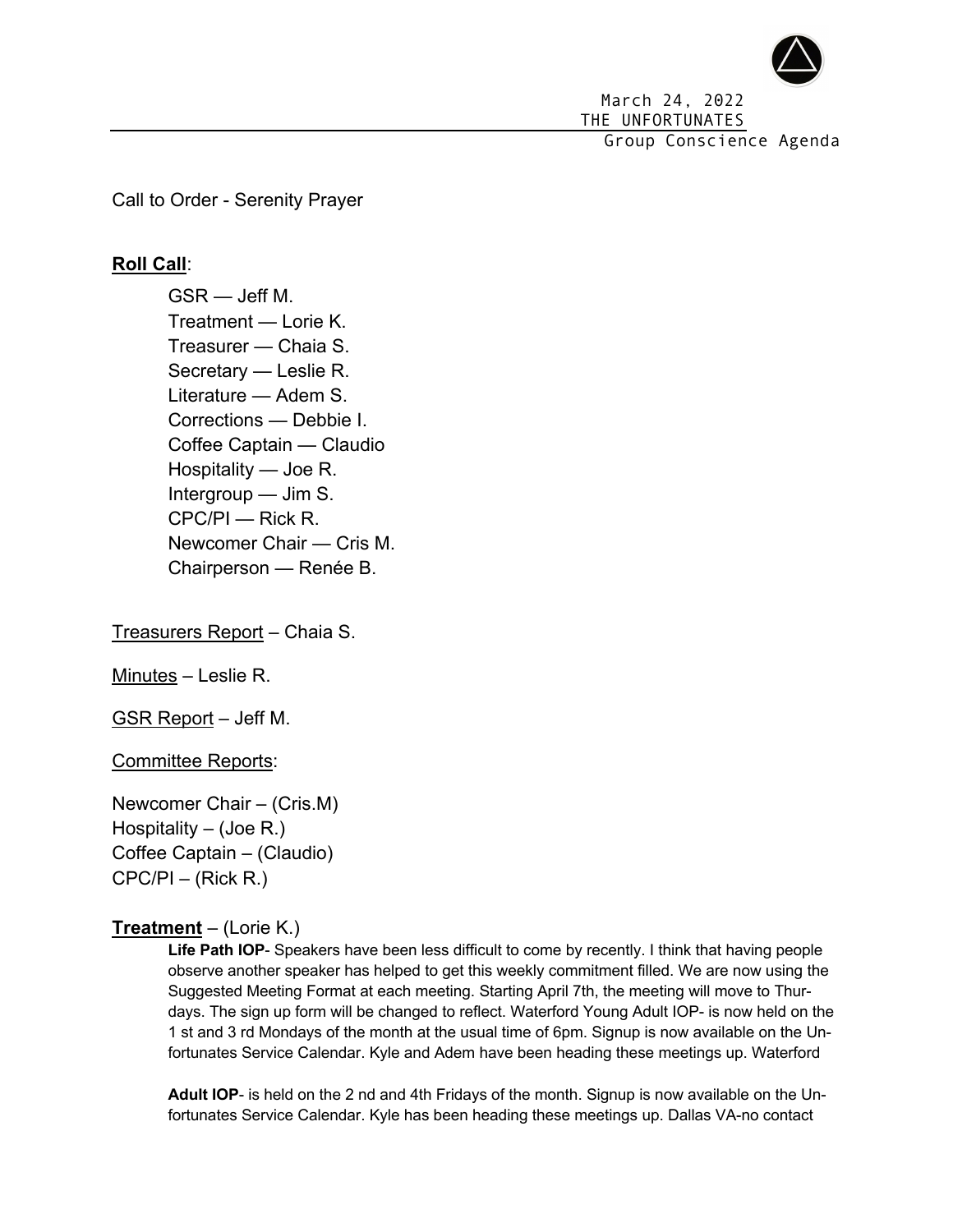March 24, 2022
THE UNFORTUNATES
Group Conscience Agenda

Call to Order - Serenity Prayer

**Roll Call**:

- GSR — Jeff M.
- Treatment — Lorie K.
- Treasurer — Chaia S.
- Secretary — Leslie R.
- Literature — Adem S.
- Corrections — Debbie I.
- Coffee Captain — Claudio
- Hospitality — Joe R.
- Intergroup — Jim S.
- CPC/PI — Rick R.
- Newcomer Chair — Cris M.
- Chairperson — Renée B.

Treasurers Report – Chaia S.

Minutes – Leslie R.

GSR Report – Jeff M.

Committee Reports:

Newcomer Chair – (Cris.M)
Hospitality – (Joe R.)
Coffee Captain – (Claudio)
CPC/PI – (Rick R.)

**Treatment** – (Lorie K.)

**Life Path IOP**- Speakers have been less difficult to come by recently. I think that having people observe another speaker has helped to get this weekly commitment filled. We are now using the Suggested Meeting Format at each meeting. Starting April 7th, the meeting will move to Thursdays. The sign up form will be changed to reflect. Waterford Young Adult IOP- is now held on the 1 st and 3 rd Mondays of the month at the usual time of 6pm. Signup is now available on the Unfortunates Service Calendar. Kyle and Adem have been heading these meetings up. Waterford

**Adult IOP**- is held on the 2 nd and 4th Fridays of the month. Signup is now available on the Unfortunates Service Calendar. Kyle has been heading these meetings up. Dallas VA-no contact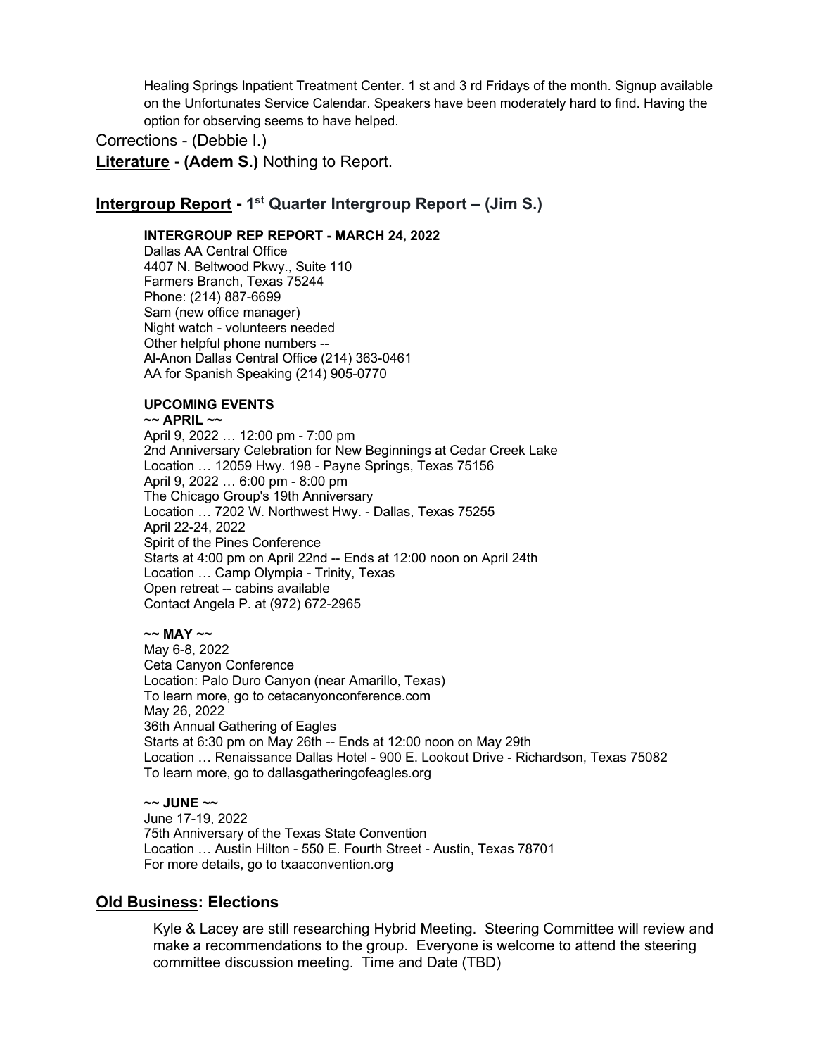Healing Springs Inpatient Treatment Center. 1 st and 3 rd Fridays of the month. Signup available on the Unfortunates Service Calendar. Speakers have been moderately hard to find. Having the option for observing seems to have helped.

Corrections - (Debbie I.)

**Literature - (Adem S.)** Nothing to Report.

## **Intergroup Report - 1st Quarter Intergroup Report – (Jim S.)**

**INTERGROUP REP REPORT - MARCH 24, 2022**

Dallas AA Central Office
4407 N. Beltwood Pkwy., Suite 110
Farmers Branch, Texas 75244
Phone: (214) 887-6699
Sam (new office manager)
Night watch - volunteers needed
Other helpful phone numbers --
Al-Anon Dallas Central Office (214) 363-0461
AA for Spanish Speaking (214) 905-0770

**UPCOMING EVENTS**

**~~ APRIL ~~**

April 9, 2022 … 12:00 pm - 7:00 pm
2nd Anniversary Celebration for New Beginnings at Cedar Creek Lake
Location … 12059 Hwy. 198 - Payne Springs, Texas 75156
April 9, 2022 … 6:00 pm - 8:00 pm
The Chicago Group's 19th Anniversary
Location … 7202 W. Northwest Hwy. - Dallas, Texas 75255
April 22-24, 2022
Spirit of the Pines Conference
Starts at 4:00 pm on April 22nd -- Ends at 12:00 noon on April 24th
Location … Camp Olympia - Trinity, Texas
Open retreat -- cabins available
Contact Angela P. at (972) 672-2965

**~~ MAY ~~**

May 6-8, 2022
Ceta Canyon Conference
Location: Palo Duro Canyon (near Amarillo, Texas)
To learn more, go to cetacanyonconference.com
May 26, 2022
36th Annual Gathering of Eagles
Starts at 6:30 pm on May 26th -- Ends at 12:00 noon on May 29th
Location … Renaissance Dallas Hotel - 900 E. Lookout Drive - Richardson, Texas 75082
To learn more, go to dallasgatheringofeagles.org

**~~ JUNE ~~**

June 17-19, 2022
75th Anniversary of the Texas State Convention
Location … Austin Hilton - 550 E. Fourth Street - Austin, Texas 78701
For more details, go to txaaconvention.org

## **Old Business: Elections**

Kyle & Lacey are still researching Hybrid Meeting. Steering Committee will review and make a recommendations to the group. Everyone is welcome to attend the steering committee discussion meeting. Time and Date (TBD)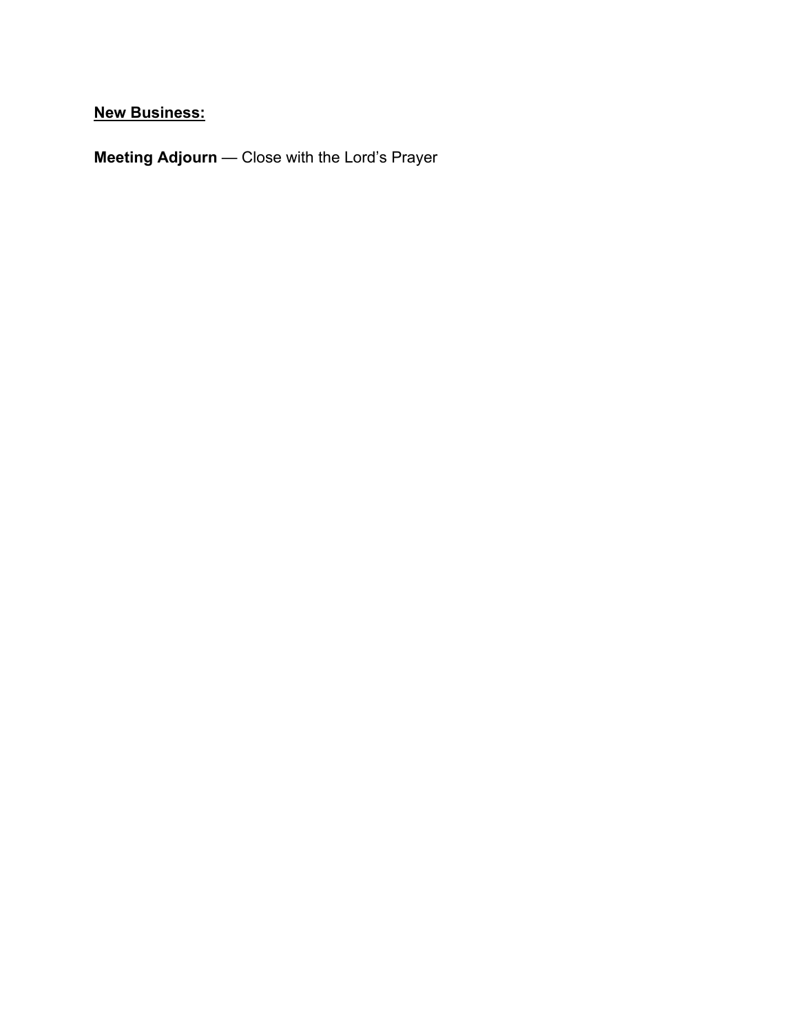**<u>New Business:</u>**

**Meeting Adjourn** — Close with the Lord's Prayer